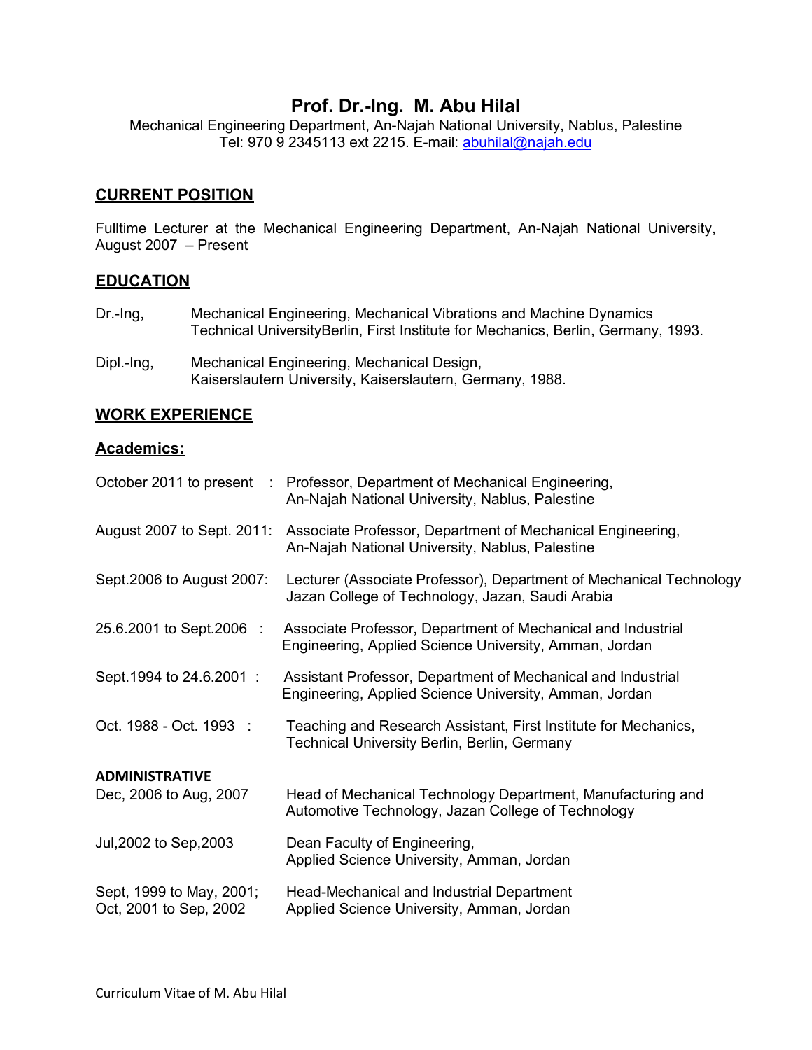# Prof. Dr.-Ing. M. Abu Hilal

Mechanical Engineering Department, An-Najah National University, Nablus, Palestine
Tel: 970 9 2345113 ext 2215. E-mail: abuhilal@najah.edu

---

## CURRENT POSITION

Fulltime Lecturer at the Mechanical Engineering Department, An-Najah National University, August 2007 – Present

## EDUCATION

**Dr.-Ing,** Mechanical Engineering, Mechanical Vibrations and Machine Dynamics
Technical UniversityBerlin, First Institute for Mechanics, Berlin, Germany, 1993.

**Dipl.-Ing,** Mechanical Engineering, Mechanical Design,
Kaiserslautern University, Kaiserslautern, Germany, 1988.

## WORK EXPERIENCE

### Academics:

| | |
|---|---|
| October 2011 to present : | Professor, Department of Mechanical Engineering, An-Najah National University, Nablus, Palestine |
| August 2007 to Sept. 2011: | Associate Professor, Department of Mechanical Engineering, An-Najah National University, Nablus, Palestine |
| Sept.2006 to August 2007: | Lecturer (Associate Professor), Department of Mechanical Technology Jazan College of Technology, Jazan, Saudi Arabia |
| 25.6.2001 to Sept.2006 : | Associate Professor, Department of Mechanical and Industrial Engineering, Applied Science University, Amman, Jordan |
| Sept.1994 to 24.6.2001 : | Assistant Professor, Department of Mechanical and Industrial Engineering, Applied Science University, Amman, Jordan |
| Oct. 1988 - Oct. 1993 : | Teaching and Research Assistant, First Institute for Mechanics, Technical University Berlin, Berlin, Germany |

### ADMINISTRATIVE

| | |
|---|---|
| Dec, 2006 to Aug, 2007 | Head of Mechanical Technology Department, Manufacturing and Automotive Technology, Jazan College of Technology |
| Jul,2002 to Sep,2003 | Dean Faculty of Engineering, Applied Science University, Amman, Jordan |
| Sept, 1999 to May, 2001; Oct, 2001 to Sep, 2002 | Head-Mechanical and Industrial Department Applied Science University, Amman, Jordan |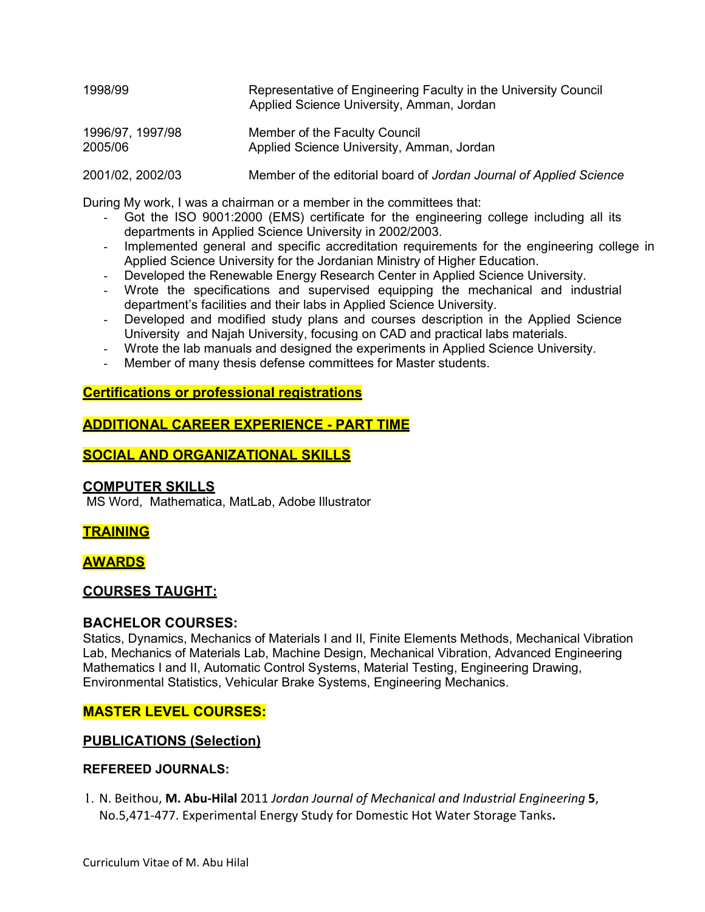| | |
|---|---|
| 1998/99 | Representative of Engineering Faculty in the University Council<br>Applied Science University, Amman, Jordan |
| 1996/97, 1997/98<br>2005/06 | Member of the Faculty Council<br>Applied Science University, Amman, Jordan |
| 2001/02, 2002/03 | Member of the editorial board of *Jordan Journal of Applied Science* |

During My work, I was a chairman or a member in the committees that:

- Got the ISO 9001:2000 (EMS) certificate for the engineering college including all its departments in Applied Science University in 2002/2003.
- Implemented general and specific accreditation requirements for the engineering college in Applied Science University for the Jordanian Ministry of Higher Education.
- Developed the Renewable Energy Research Center in Applied Science University.
- Wrote the specifications and supervised equipping the mechanical and industrial department's facilities and their labs in Applied Science University.
- Developed and modified study plans and courses description in the Applied Science University and Najah University, focusing on CAD and practical labs materials.
- Wrote the lab manuals and designed the experiments in Applied Science University.
- Member of many thesis defense committees for Master students.

## Certifications or professional registrations

## ADDITIONAL CAREER EXPERIENCE - PART TIME

## SOCIAL AND ORGANIZATIONAL SKILLS

## COMPUTER SKILLS

MS Word, Mathematica, MatLab, Adobe Illustrator

## TRAINING

## AWARDS

## COURSES TAUGHT:

### BACHELOR COURSES:

Statics, Dynamics, Mechanics of Materials I and II, Finite Elements Methods, Mechanical Vibration Lab, Mechanics of Materials Lab, Machine Design, Mechanical Vibration, Advanced Engineering Mathematics I and II, Automatic Control Systems, Material Testing, Engineering Drawing, Environmental Statistics, Vehicular Brake Systems, Engineering Mechanics.

### MASTER LEVEL COURSES:

## PUBLICATIONS (Selection)

### REFEREED JOURNALS:

1. N. Beithou, **M. Abu-Hilal** 2011 *Jordan Journal of Mechanical and Industrial Engineering* **5**, No.5,471-477. Experimental Energy Study for Domestic Hot Water Storage Tanks**.**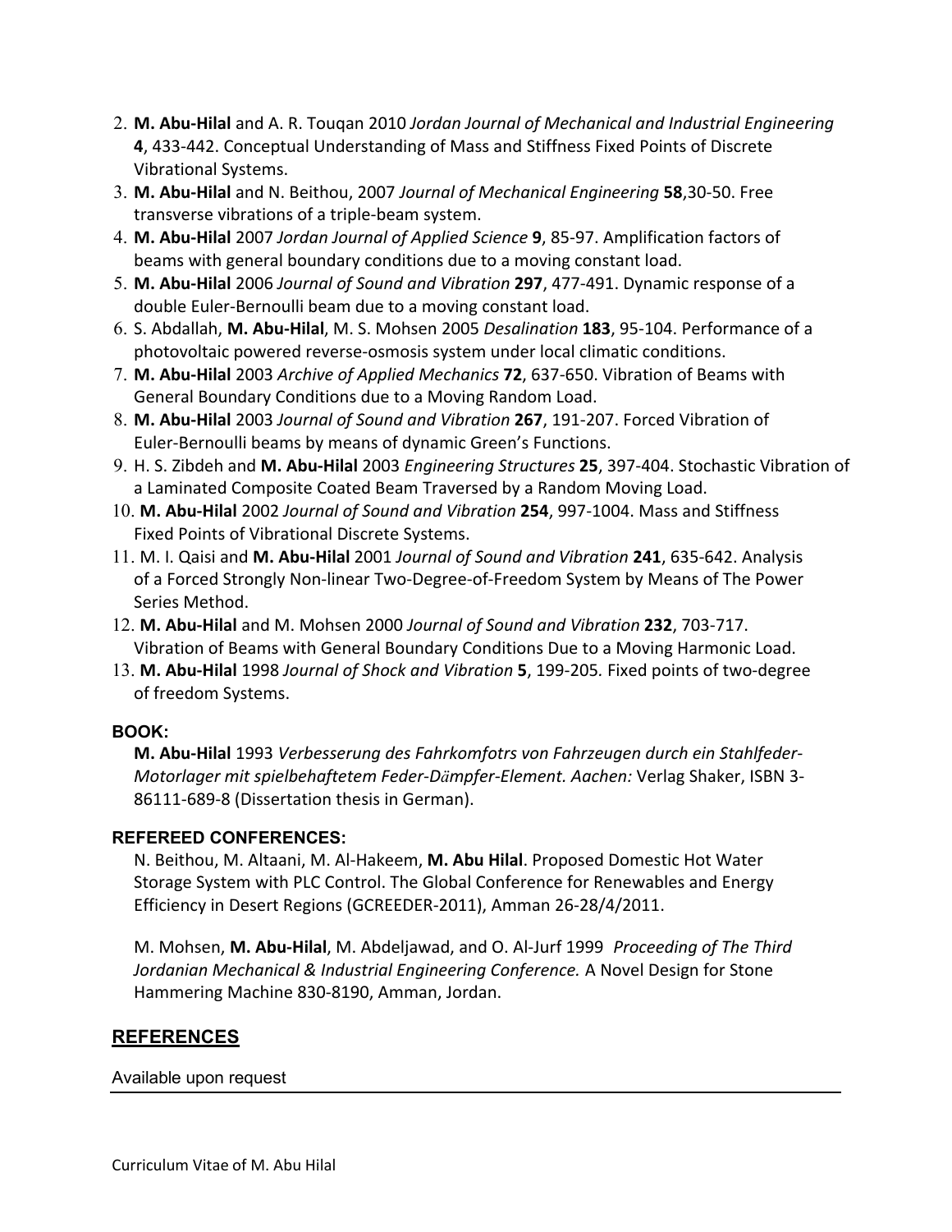2. **M. Abu-Hilal** and A. R. Touqan 2010 *Jordan Journal of Mechanical and Industrial Engineering* **4**, 433-442. Conceptual Understanding of Mass and Stiffness Fixed Points of Discrete Vibrational Systems.
3. **M. Abu-Hilal** and N. Beithou, 2007 *Journal of Mechanical Engineering* **58**,30-50. Free transverse vibrations of a triple-beam system.
4. **M. Abu-Hilal** 2007 *Jordan Journal of Applied Science* **9**, 85-97. Amplification factors of beams with general boundary conditions due to a moving constant load.
5. **M. Abu-Hilal** 2006 *Journal of Sound and Vibration* **297**, 477-491. Dynamic response of a double Euler-Bernoulli beam due to a moving constant load.
6. S. Abdallah, **M. Abu-Hilal**, M. S. Mohsen 2005 *Desalination* **183**, 95-104. Performance of a photovoltaic powered reverse-osmosis system under local climatic conditions.
7. **M. Abu-Hilal** 2003 *Archive of Applied Mechanics* **72**, 637-650. Vibration of Beams with General Boundary Conditions due to a Moving Random Load.
8. **M. Abu-Hilal** 2003 *Journal of Sound and Vibration* **267**, 191-207. Forced Vibration of Euler-Bernoulli beams by means of dynamic Green's Functions.
9. H. S. Zibdeh and **M. Abu-Hilal** 2003 *Engineering Structures* **25**, 397-404. Stochastic Vibration of a Laminated Composite Coated Beam Traversed by a Random Moving Load.
10. **M. Abu-Hilal** 2002 *Journal of Sound and Vibration* **254**, 997-1004. Mass and Stiffness Fixed Points of Vibrational Discrete Systems.
11. M. I. Qaisi and **M. Abu-Hilal** 2001 *Journal of Sound and Vibration* **241**, 635-642. Analysis of a Forced Strongly Non-linear Two-Degree-of-Freedom System by Means of The Power Series Method.
12. **M. Abu-Hilal** and M. Mohsen 2000 *Journal of Sound and Vibration* **232**, 703-717. Vibration of Beams with General Boundary Conditions Due to a Moving Harmonic Load.
13. **M. Abu-Hilal** 1998 *Journal of Shock and Vibration* **5**, 199-205. Fixed points of two-degree of freedom Systems.

**BOOK:**

**M. Abu-Hilal** 1993 *Verbesserung des Fahrkomfotrs von Fahrzeugen durch ein Stahlfeder-Motorlager mit spielbehaftetem Feder-Dämpfer-Element. Aachen:* Verlag Shaker, ISBN 3-86111-689-8 (Dissertation thesis in German).

**REFEREED CONFERENCES:**

N. Beithou, M. Altaani, M. Al-Hakeem, **M. Abu Hilal**. Proposed Domestic Hot Water Storage System with PLC Control. The Global Conference for Renewables and Energy Efficiency in Desert Regions (GCREEDER-2011), Amman 26-28/4/2011.

M. Mohsen, **M. Abu-Hilal**, M. Abdeljawad, and O. Al-Jurf 1999 *Proceeding of The Third Jordanian Mechanical & Industrial Engineering Conference.* A Novel Design for Stone Hammering Machine 830-8190, Amman, Jordan.

## REFERENCES

Available upon request